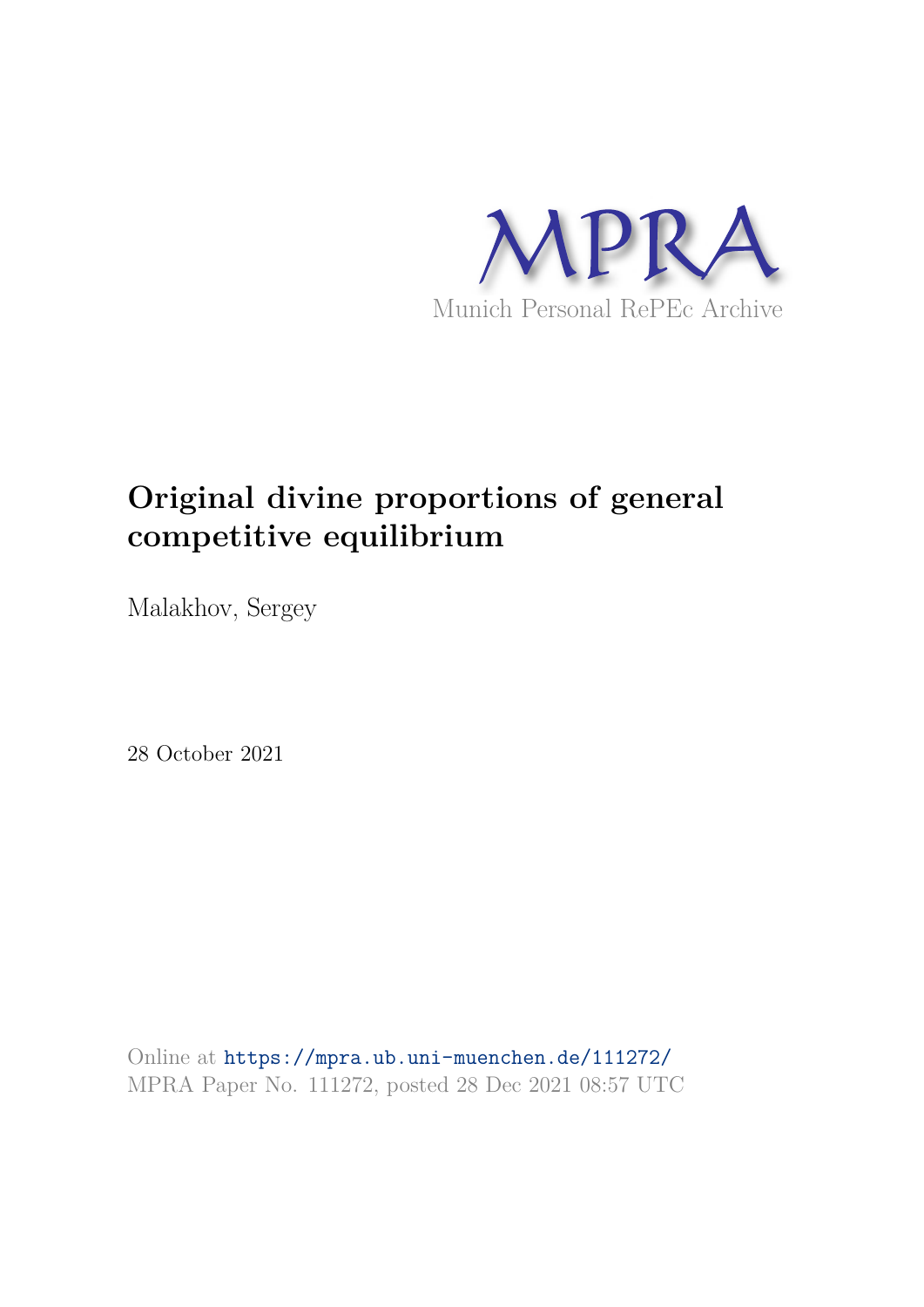MPRA

Munich Personal RePEc Archive

# Original divine proportions of general competitive equilibrium

Malakhov, Sergey

28 October 2021

Online at https://mpra.ub.uni-muenchen.de/111272/
MPRA Paper No. 111272, posted 28 Dec 2021 08:57 UTC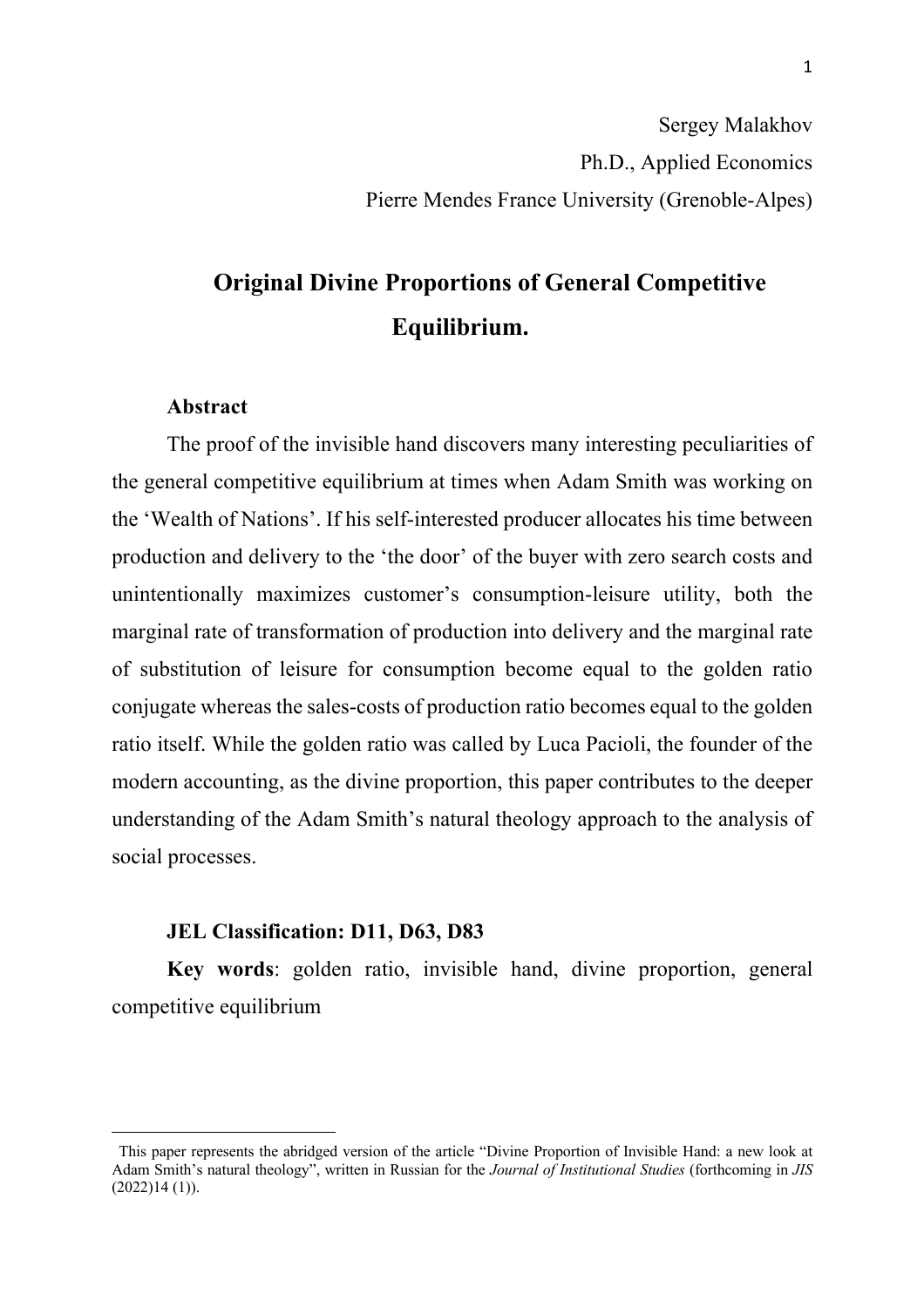Sergey Malakhov

Ph.D., Applied Economics

Pierre Mendes France University (Grenoble-Alpes)

# Original Divine Proportions of General Competitive Equilibrium.

**Abstract**

The proof of the invisible hand discovers many interesting peculiarities of the general competitive equilibrium at times when Adam Smith was working on the 'Wealth of Nations'. If his self-interested producer allocates his time between production and delivery to the 'the door' of the buyer with zero search costs and unintentionally maximizes customer's consumption-leisure utility, both the marginal rate of transformation of production into delivery and the marginal rate of substitution of leisure for consumption become equal to the golden ratio conjugate whereas the sales-costs of production ratio becomes equal to the golden ratio itself. While the golden ratio was called by Luca Pacioli, the founder of the modern accounting, as the divine proportion, this paper contributes to the deeper understanding of the Adam Smith's natural theology approach to the analysis of social processes.

**JEL Classification: D11, D63, D83**

**Key words**: golden ratio, invisible hand, divine proportion, general competitive equilibrium

---

This paper represents the abridged version of the article "Divine Proportion of Invisible Hand: a new look at Adam Smith's natural theology", written in Russian for the *Journal of Institutional Studies* (forthcoming in *JIS* (2022)14 (1)).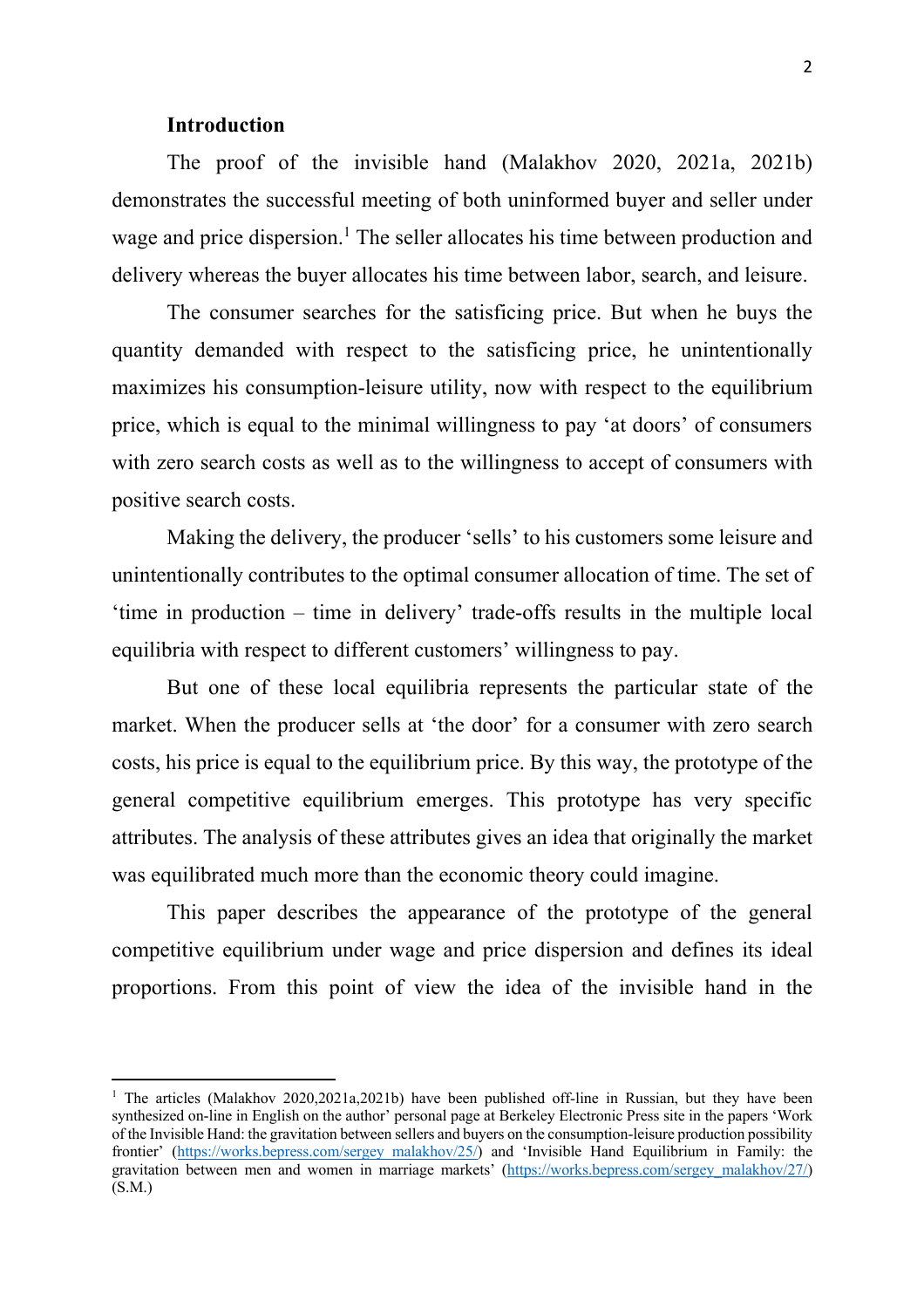**Introduction**

The proof of the invisible hand (Malakhov 2020, 2021a, 2021b) demonstrates the successful meeting of both uninformed buyer and seller under wage and price dispersion.[1] The seller allocates his time between production and delivery whereas the buyer allocates his time between labor, search, and leisure.

The consumer searches for the satisficing price. But when he buys the quantity demanded with respect to the satisficing price, he unintentionally maximizes his consumption-leisure utility, now with respect to the equilibrium price, which is equal to the minimal willingness to pay 'at doors' of consumers with zero search costs as well as to the willingness to accept of consumers with positive search costs.

Making the delivery, the producer 'sells' to his customers some leisure and unintentionally contributes to the optimal consumer allocation of time. The set of 'time in production – time in delivery' trade-offs results in the multiple local equilibria with respect to different customers' willingness to pay.

But one of these local equilibria represents the particular state of the market. When the producer sells at 'the door' for a consumer with zero search costs, his price is equal to the equilibrium price. By this way, the prototype of the general competitive equilibrium emerges. This prototype has very specific attributes. The analysis of these attributes gives an idea that originally the market was equilibrated much more than the economic theory could imagine.

This paper describes the appearance of the prototype of the general competitive equilibrium under wage and price dispersion and defines its ideal proportions. From this point of view the idea of the invisible hand in the

[1] The articles (Malakhov 2020,2021a,2021b) have been published off-line in Russian, but they have been synthesized on-line in English on the author' personal page at Berkeley Electronic Press site in the papers 'Work of the Invisible Hand: the gravitation between sellers and buyers on the consumption-leisure production possibility frontier' (https://works.bepress.com/sergey_malakhov/25/) and 'Invisible Hand Equilibrium in Family: the gravitation between men and women in marriage markets' (https://works.bepress.com/sergey_malakhov/27/) (S.M.)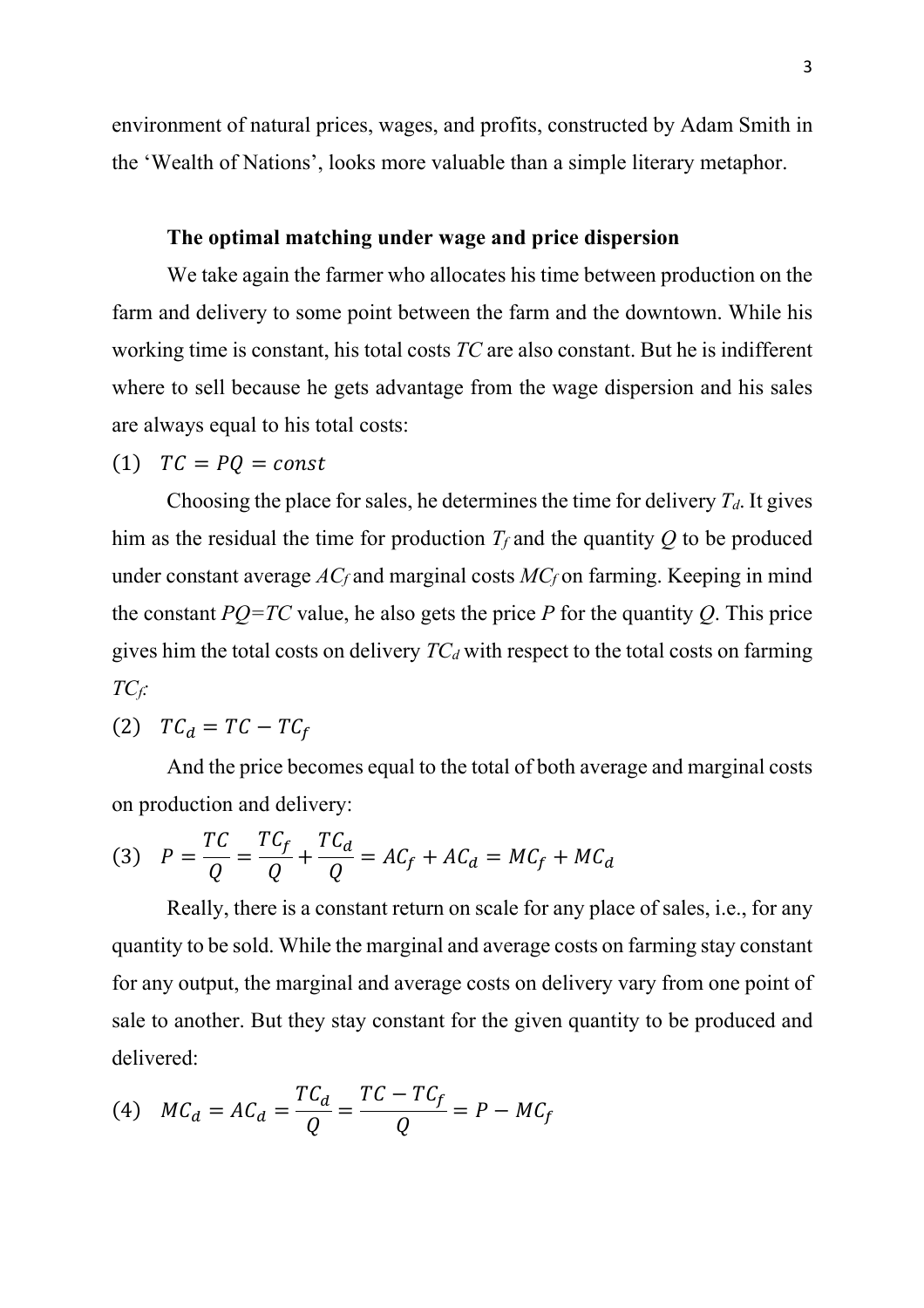environment of natural prices, wages, and profits, constructed by Adam Smith in the 'Wealth of Nations', looks more valuable than a simple literary metaphor.

**The optimal matching under wage and price dispersion**

We take again the farmer who allocates his time between production on the farm and delivery to some point between the farm and the downtown. While his working time is constant, his total costs *TC* are also constant. But he is indifferent where to sell because he gets advantage from the wage dispersion and his sales are always equal to his total costs:

$$(1) \quad TC = PQ = const$$

Choosing the place for sales, he determines the time for delivery $T_d$. It gives him as the residual the time for production $T_f$ and the quantity $Q$ to be produced under constant average $AC_f$ and marginal costs $MC_f$ on farming. Keeping in mind the constant $PQ{=}TC$ value, he also gets the price $P$ for the quantity $Q$. This price gives him the total costs on delivery $TC_d$ with respect to the total costs on farming $TC_f$:

$$(2) \quad TC_d = TC - TC_f$$

And the price becomes equal to the total of both average and marginal costs on production and delivery:

$$(3) \quad P = \frac{TC}{Q} = \frac{TC_f}{Q} + \frac{TC_d}{Q} = AC_f + AC_d = MC_f + MC_d$$

Really, there is a constant return on scale for any place of sales, i.e., for any quantity to be sold. While the marginal and average costs on farming stay constant for any output, the marginal and average costs on delivery vary from one point of sale to another. But they stay constant for the given quantity to be produced and delivered:

$$(4) \quad MC_d = AC_d = \frac{TC_d}{Q} = \frac{TC - TC_f}{Q} = P - MC_f$$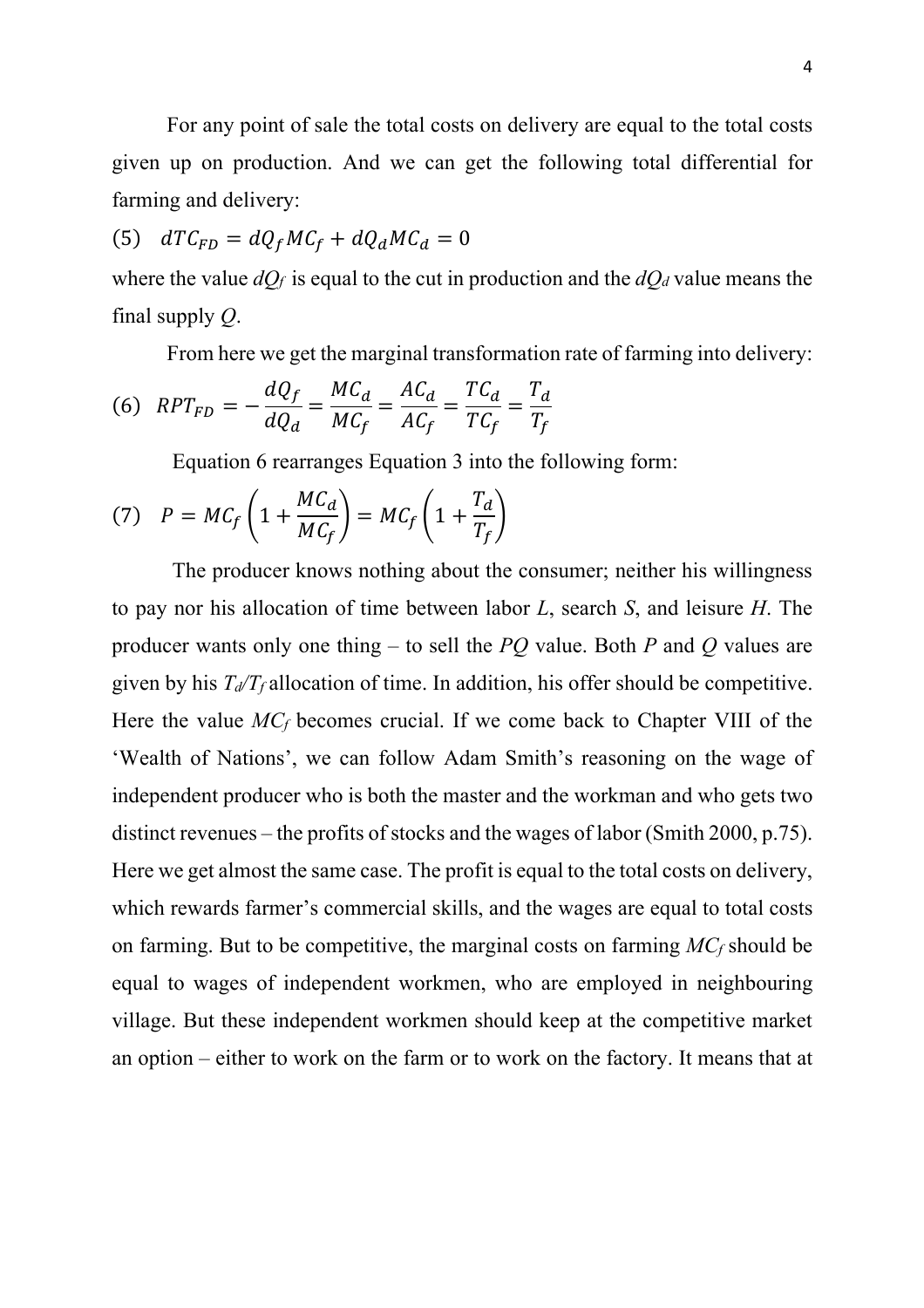For any point of sale the total costs on delivery are equal to the total costs given up on production. And we can get the following total differential for farming and delivery:

$$(5) \quad dTC_{FD} = dQ_f MC_f + dQ_d MC_d = 0$$

where the value $dQ_f$ is equal to the cut in production and the $dQ_d$ value means the final supply $Q$.

From here we get the marginal transformation rate of farming into delivery:

$$(6) \quad RPT_{FD} = -\frac{dQ_f}{dQ_d} = \frac{MC_d}{MC_f} = \frac{AC_d}{AC_f} = \frac{TC_d}{TC_f} = \frac{T_d}{T_f}$$

Equation 6 rearranges Equation 3 into the following form:

$$(7) \quad P = MC_f\left(1 + \frac{MC_d}{MC_f}\right) = MC_f\left(1 + \frac{T_d}{T_f}\right)$$

The producer knows nothing about the consumer; neither his willingness to pay nor his allocation of time between labor $L$, search $S$, and leisure $H$. The producer wants only one thing – to sell the $PQ$ value. Both $P$ and $Q$ values are given by his $T_d/T_f$ allocation of time. In addition, his offer should be competitive. Here the value $MC_f$ becomes crucial. If we come back to Chapter VIII of the 'Wealth of Nations', we can follow Adam Smith's reasoning on the wage of independent producer who is both the master and the workman and who gets two distinct revenues – the profits of stocks and the wages of labor (Smith 2000, p.75). Here we get almost the same case. The profit is equal to the total costs on delivery, which rewards farmer's commercial skills, and the wages are equal to total costs on farming. But to be competitive, the marginal costs on farming $MC_f$ should be equal to wages of independent workmen, who are employed in neighbouring village. But these independent workmen should keep at the competitive market an option – either to work on the farm or to work on the factory. It means that at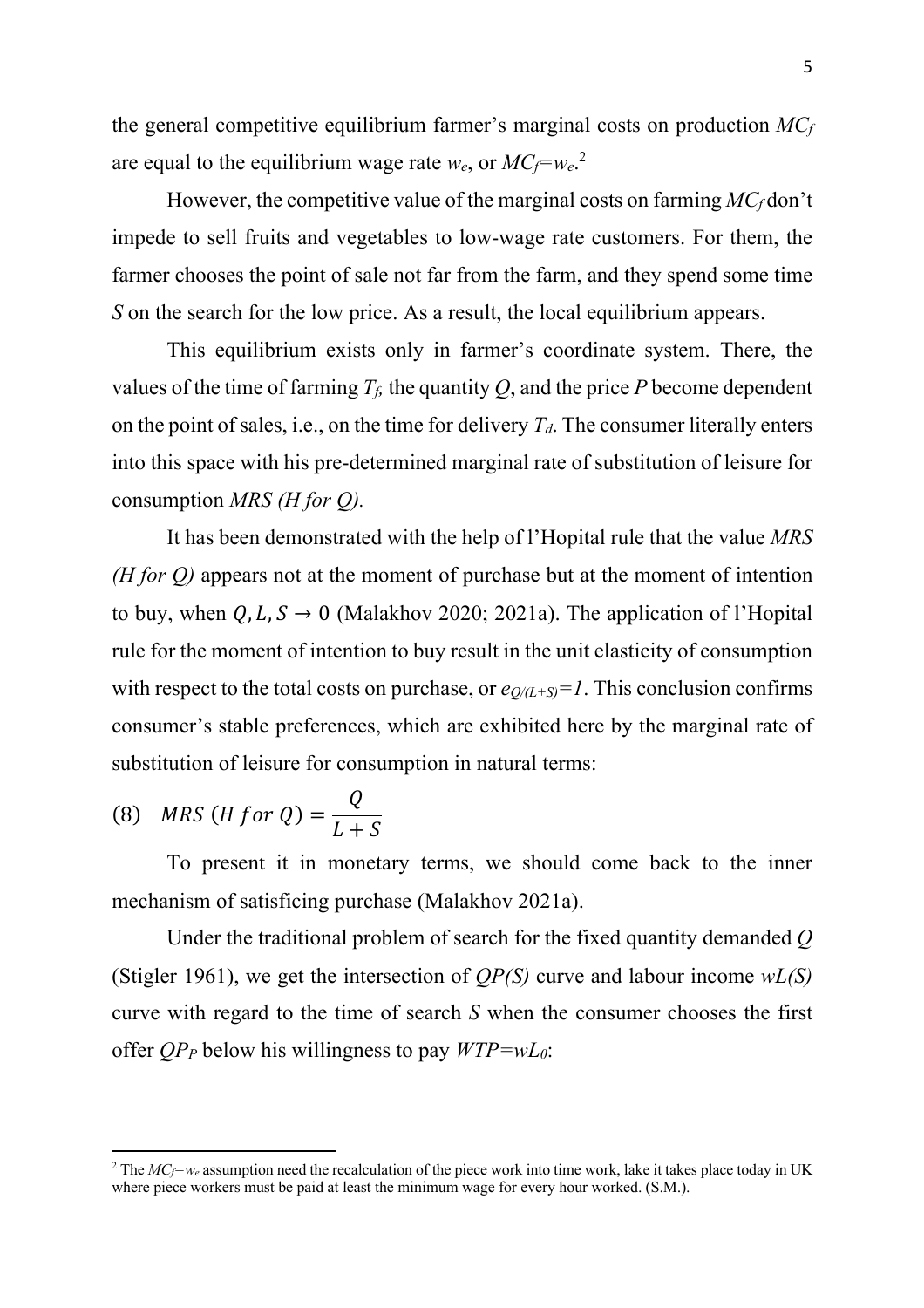the general competitive equilibrium farmer's marginal costs on production $MC_f$ are equal to the equilibrium wage rate $w_e$, or $MC_f=w_e$.[2]

However, the competitive value of the marginal costs on farming $MC_f$ don't impede to sell fruits and vegetables to low-wage rate customers. For them, the farmer chooses the point of sale not far from the farm, and they spend some time $S$ on the search for the low price. As a result, the local equilibrium appears.

This equilibrium exists only in farmer's coordinate system. There, the values of the time of farming $T_f$, the quantity $Q$, and the price $P$ become dependent on the point of sales, i.e., on the time for delivery $T_d$. The consumer literally enters into this space with his pre-determined marginal rate of substitution of leisure for consumption *MRS (H for Q)*.

It has been demonstrated with the help of l'Hopital rule that the value *MRS (H for Q)* appears not at the moment of purchase but at the moment of intention to buy, when $Q, L, S \rightarrow 0$ (Malakhov 2020; 2021a). The application of l'Hopital rule for the moment of intention to buy result in the unit elasticity of consumption with respect to the total costs on purchase, or $e_{Q/(L+S)}=1$. This conclusion confirms consumer's stable preferences, which are exhibited here by the marginal rate of substitution of leisure for consumption in natural terms:

$$(8) \quad MRS\ (H\ for\ Q) = \frac{Q}{L+S}$$

To present it in monetary terms, we should come back to the inner mechanism of satisficing purchase (Malakhov 2021a).

Under the traditional problem of search for the fixed quantity demanded $Q$ (Stigler 1961), we get the intersection of $QP(S)$ curve and labour income $wL(S)$ curve with regard to the time of search $S$ when the consumer chooses the first offer $QP_P$ below his willingness to pay $WTP=wL_0$:

[2] The $MC_f=w_e$ assumption need the recalculation of the piece work into time work, lake it takes place today in UK where piece workers must be paid at least the minimum wage for every hour worked. (S.M.).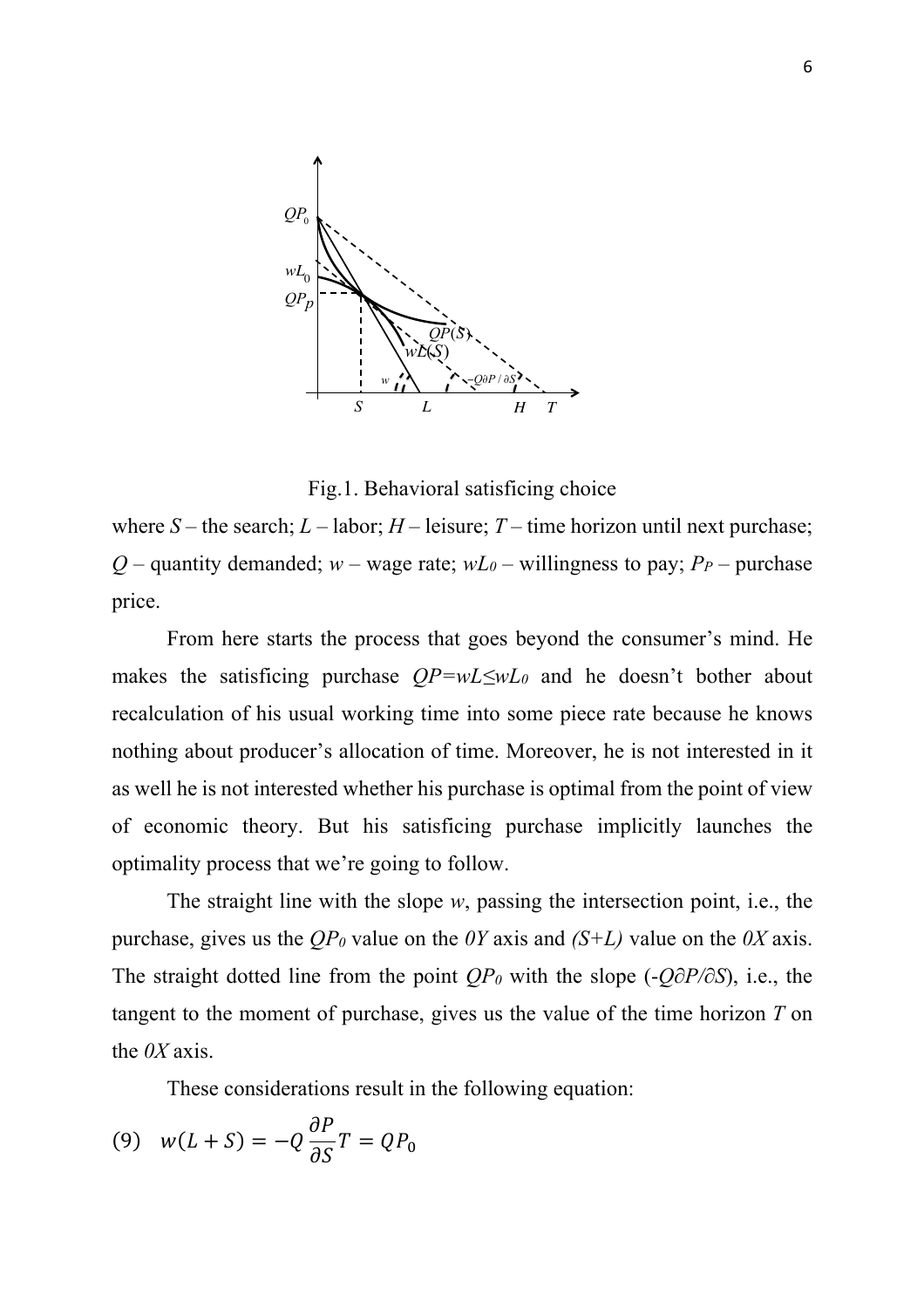Fig.1. Behavioral satisficing choice

where $S$ – the search; $L$ – labor; $H$ – leisure; $T$ – time horizon until next purchase; $Q$ – quantity demanded; $w$ – wage rate; $wL_0$ – willingness to pay; $P_P$ – purchase price.

From here starts the process that goes beyond the consumer's mind. He makes the satisficing purchase $QP=wL \leq wL_0$ and he doesn't bother about recalculation of his usual working time into some piece rate because he knows nothing about producer's allocation of time. Moreover, he is not interested in it as well he is not interested whether his purchase is optimal from the point of view of economic theory. But his satisficing purchase implicitly launches the optimality process that we're going to follow.

The straight line with the slope $w$, passing the intersection point, i.e., the purchase, gives us the $QP_0$ value on the $0Y$ axis and $(S+L)$ value on the $0X$ axis. The straight dotted line from the point $QP_0$ with the slope ($-Q\partial P/\partial S$), i.e., the tangent to the moment of purchase, gives us the value of the time horizon $T$ on the $0X$ axis.

These considerations result in the following equation:

$$(9) \quad w(L+S) = -Q\frac{\partial P}{\partial S}T = QP_0$$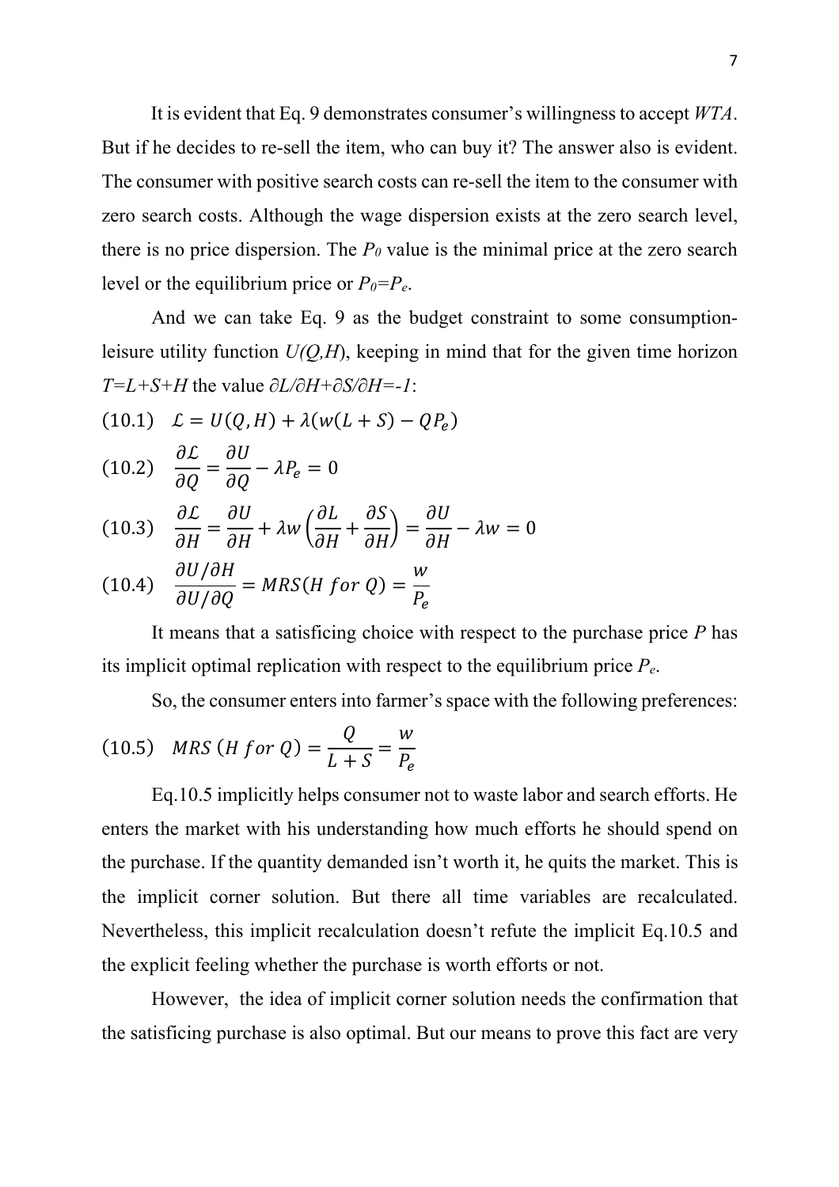It is evident that Eq. 9 demonstrates consumer's willingness to accept *WTA*. But if he decides to re-sell the item, who can buy it? The answer also is evident. The consumer with positive search costs can re-sell the item to the consumer with zero search costs. Although the wage dispersion exists at the zero search level, there is no price dispersion. The $P_0$ value is the minimal price at the zero search level or the equilibrium price or $P_0=P_e$.

And we can take Eq. 9 as the budget constraint to some consumption-leisure utility function $U(Q,H)$, keeping in mind that for the given time horizon $T=L+S+H$ the value $\partial L/\partial H+\partial S/\partial H=-1$:

$$(10.1) \quad \mathcal{L} = U(Q,H) + \lambda(w(L+S) - QP_e)$$

$$(10.2) \quad \frac{\partial \mathcal{L}}{\partial Q} = \frac{\partial U}{\partial Q} - \lambda P_e = 0$$

$$(10.3) \quad \frac{\partial \mathcal{L}}{\partial H} = \frac{\partial U}{\partial H} + \lambda w\left(\frac{\partial L}{\partial H} + \frac{\partial S}{\partial H}\right) = \frac{\partial U}{\partial H} - \lambda w = 0$$

$$(10.4) \quad \frac{\partial U/\partial H}{\partial U/\partial Q} = MRS(H\ for\ Q) = \frac{w}{P_e}$$

It means that a satisficing choice with respect to the purchase price $P$ has its implicit optimal replication with respect to the equilibrium price $P_e$.

So, the consumer enters into farmer's space with the following preferences:

$$(10.5) \quad MRS\ (H\ for\ Q) = \frac{Q}{L+S} = \frac{w}{P_e}$$

Eq.10.5 implicitly helps consumer not to waste labor and search efforts. He enters the market with his understanding how much efforts he should spend on the purchase. If the quantity demanded isn't worth it, he quits the market. This is the implicit corner solution. But there all time variables are recalculated. Nevertheless, this implicit recalculation doesn't refute the implicit Eq.10.5 and the explicit feeling whether the purchase is worth efforts or not.

However, the idea of implicit corner solution needs the confirmation that the satisficing purchase is also optimal. But our means to prove this fact are very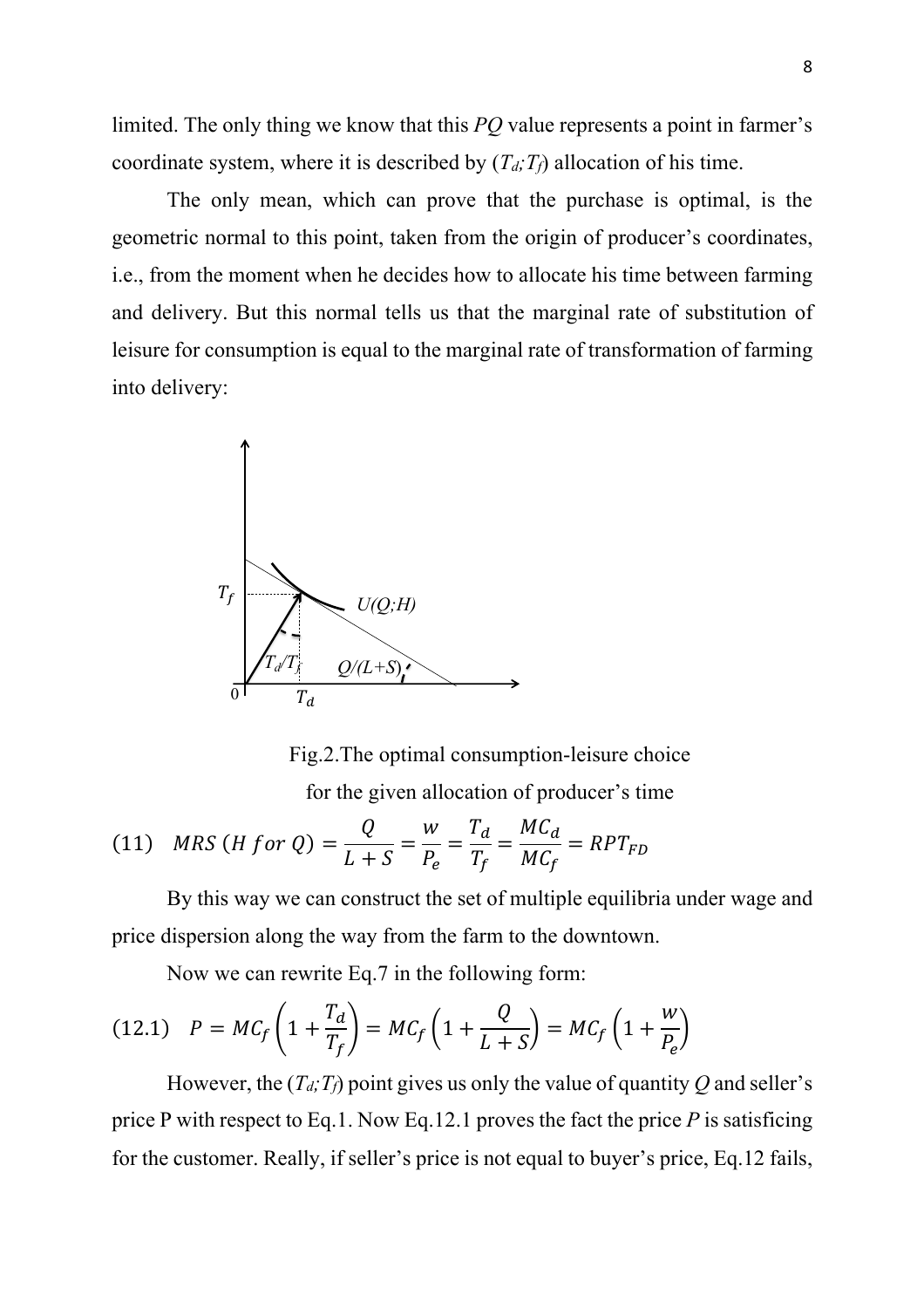limited. The only thing we know that this *PQ* value represents a point in farmer's coordinate system, where it is described by ($T_d;T_f$) allocation of his time.

The only mean, which can prove that the purchase is optimal, is the geometric normal to this point, taken from the origin of producer's coordinates, i.e., from the moment when he decides how to allocate his time between farming and delivery. But this normal tells us that the marginal rate of substitution of leisure for consumption is equal to the marginal rate of transformation of farming into delivery:

Fig.2.The optimal consumption-leisure choice for the given allocation of producer's time

$$(11) \quad MRS\ (H\ for\ Q) = \frac{Q}{L+S} = \frac{w}{P_e} = \frac{T_d}{T_f} = \frac{MC_d}{MC_f} = RPT_{FD}$$

By this way we can construct the set of multiple equilibria under wage and price dispersion along the way from the farm to the downtown.

Now we can rewrite Eq.7 in the following form:

$$(12.1) \quad P = MC_f\left(1+\frac{T_d}{T_f}\right) = MC_f\left(1+\frac{Q}{L+S}\right) = MC_f\left(1+\frac{w}{P_e}\right)$$

However, the ($T_d;T_f$) point gives us only the value of quantity *Q* and seller's price P with respect to Eq.1. Now Eq.12.1 proves the fact the price *P* is satisficing for the customer. Really, if seller's price is not equal to buyer's price, Eq.12 fails,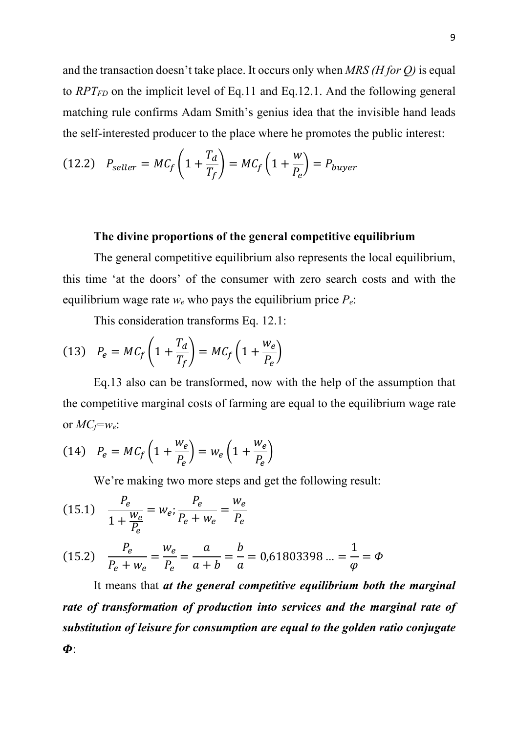and the transaction doesn't take place. It occurs only when *MRS (H for Q)* is equal to $RPT_{FD}$ on the implicit level of Eq.11 and Eq.12.1. And the following general matching rule confirms Adam Smith's genius idea that the invisible hand leads the self-interested producer to the place where he promotes the public interest:

$$(12.2) \quad P_{seller} = MC_f\left(1 + \frac{T_d}{T_f}\right) = MC_f\left(1 + \frac{w}{P_e}\right) = P_{buyer}$$

**The divine proportions of the general competitive equilibrium**

The general competitive equilibrium also represents the local equilibrium, this time 'at the doors' of the consumer with zero search costs and with the equilibrium wage rate $w_e$ who pays the equilibrium price $P_e$:

This consideration transforms Eq. 12.1:

$$(13) \quad P_e = MC_f\left(1 + \frac{T_d}{T_f}\right) = MC_f\left(1 + \frac{w_e}{P_e}\right)$$

Eq.13 also can be transformed, now with the help of the assumption that the competitive marginal costs of farming are equal to the equilibrium wage rate or $MC_f = w_e$:

$$(14) \quad P_e = MC_f\left(1 + \frac{w_e}{P_e}\right) = w_e\left(1 + \frac{w_e}{P_e}\right)$$

We're making two more steps and get the following result:

$$(15.1) \quad \frac{P_e}{1 + \frac{w_e}{P_e}} = w_e; \frac{P_e}{P_e + w_e} = \frac{w_e}{P_e}$$

$$(15.2) \quad \frac{P_e}{P_e + w_e} = \frac{w_e}{P_e} = \frac{a}{a + b} = \frac{b}{a} = 0{,}61803398 \ldots = \frac{1}{\varphi} = \Phi$$

It means that ***at the general competitive equilibrium both the marginal rate of transformation of production into services and the marginal rate of substitution of leisure for consumption are equal to the golden ratio conjugate $\Phi$***: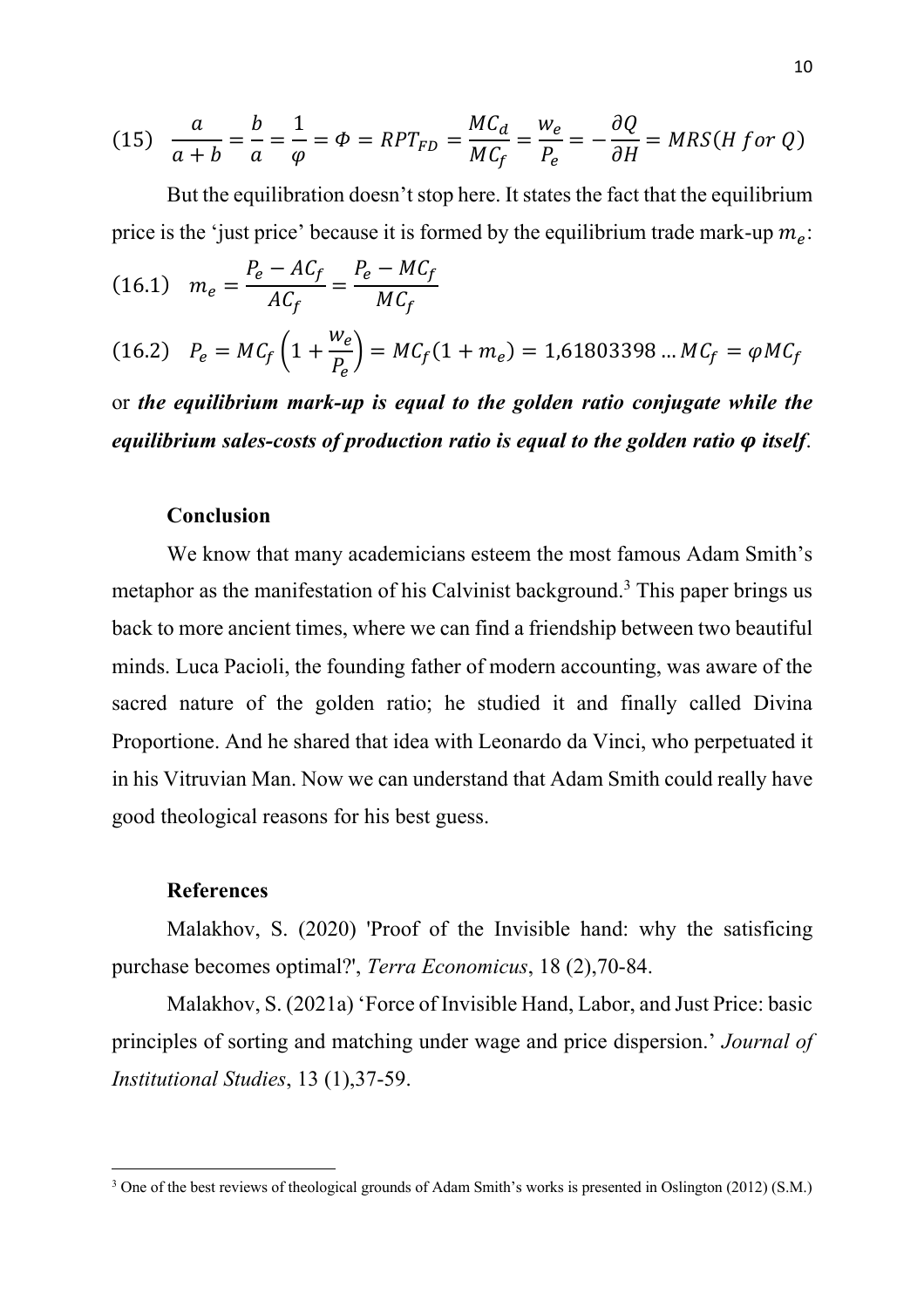$$(15) \quad \frac{a}{a+b} = \frac{b}{a} = \frac{1}{\varphi} = \Phi = RPT_{FD} = \frac{MC_d}{MC_f} = \frac{w_e}{P_e} = -\frac{\partial Q}{\partial H} = MRS(H\ for\ Q)$$

But the equilibration doesn't stop here. It states the fact that the equilibrium price is the 'just price' because it is formed by the equilibrium trade mark-up $m_e$:

$$(16.1) \quad m_e = \frac{P_e - AC_f}{AC_f} = \frac{P_e - MC_f}{MC_f}$$

$$(16.2) \quad P_e = MC_f\left(1 + \frac{w_e}{P_e}\right) = MC_f(1 + m_e) = 1{,}61803398 \ldots MC_f = \varphi MC_f$$

or ***the equilibrium mark-up is equal to the golden ratio conjugate while the equilibrium sales-costs of production ratio is equal to the golden ratio φ itself***.

### Conclusion

We know that many academicians esteem the most famous Adam Smith's metaphor as the manifestation of his Calvinist background.[3] This paper brings us back to more ancient times, where we can find a friendship between two beautiful minds. Luca Pacioli, the founding father of modern accounting, was aware of the sacred nature of the golden ratio; he studied it and finally called Divina Proportione. And he shared that idea with Leonardo da Vinci, who perpetuated it in his Vitruvian Man. Now we can understand that Adam Smith could really have good theological reasons for his best guess.

### References

Malakhov, S. (2020) 'Proof of the Invisible hand: why the satisficing purchase becomes optimal?', *Terra Economicus*, 18 (2),70-84.

Malakhov, S. (2021a) 'Force of Invisible Hand, Labor, and Just Price: basic principles of sorting and matching under wage and price dispersion.' *Journal of Institutional Studies*, 13 (1),37-59.

[3] One of the best reviews of theological grounds of Adam Smith's works is presented in Oslington (2012) (S.M.)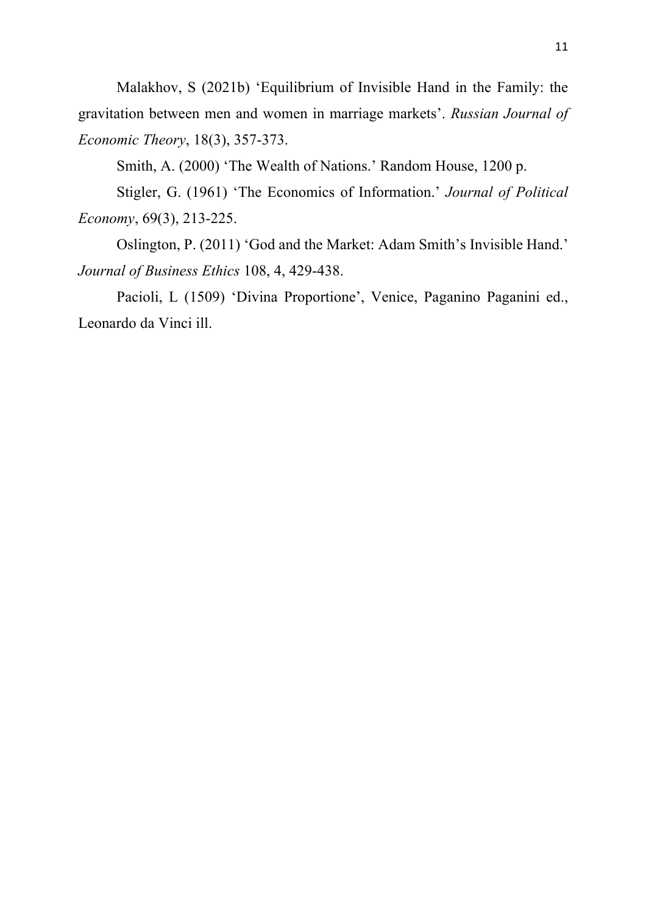Malakhov, S (2021b) ‘Equilibrium of Invisible Hand in the Family: the gravitation between men and women in marriage markets’. *Russian Journal of Economic Theory*, 18(3), 357-373.

Smith, A. (2000) ‘The Wealth of Nations.’ Random House, 1200 p.

Stigler, G. (1961) ‘The Economics of Information.’ *Journal of Political Economy*, 69(3), 213-225.

Oslington, P. (2011) ‘God and the Market: Adam Smith’s Invisible Hand.’ *Journal of Business Ethics* 108, 4, 429-438.

Pacioli, L (1509) ‘Divina Proportione’, Venice, Paganino Paganini ed., Leonardo da Vinci ill.